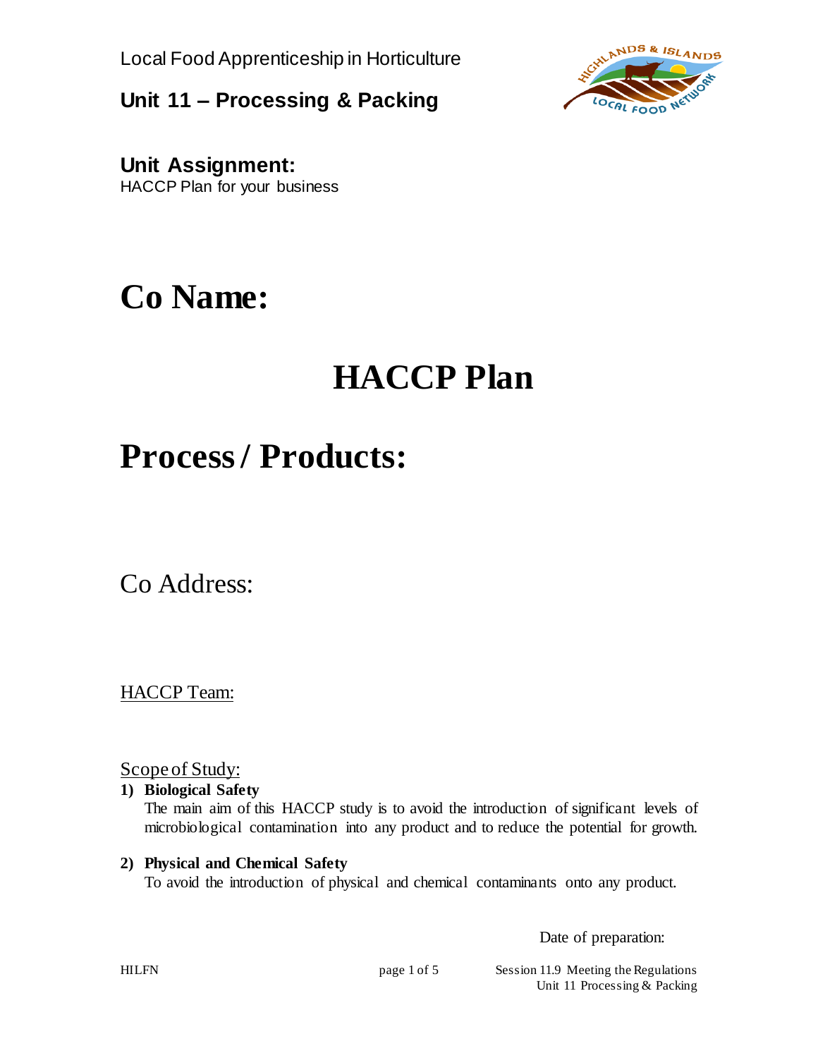Local Food Apprenticeship in Horticulture

## Unit 11 – Processing & Packing

**Unit Assignment:**
HACCP Plan for your business

# Co Name:

# HACCP Plan

# Process / Products:

Co Address:

HACCP Team:

Scope of Study:

**1) Biological Safety**
The main aim of this HACCP study is to avoid the introduction of significant levels of microbiological contamination into any product and to reduce the potential for growth.

**2) Physical and Chemical Safety**
To avoid the introduction of physical and chemical contaminants onto any product.

Date of preparation: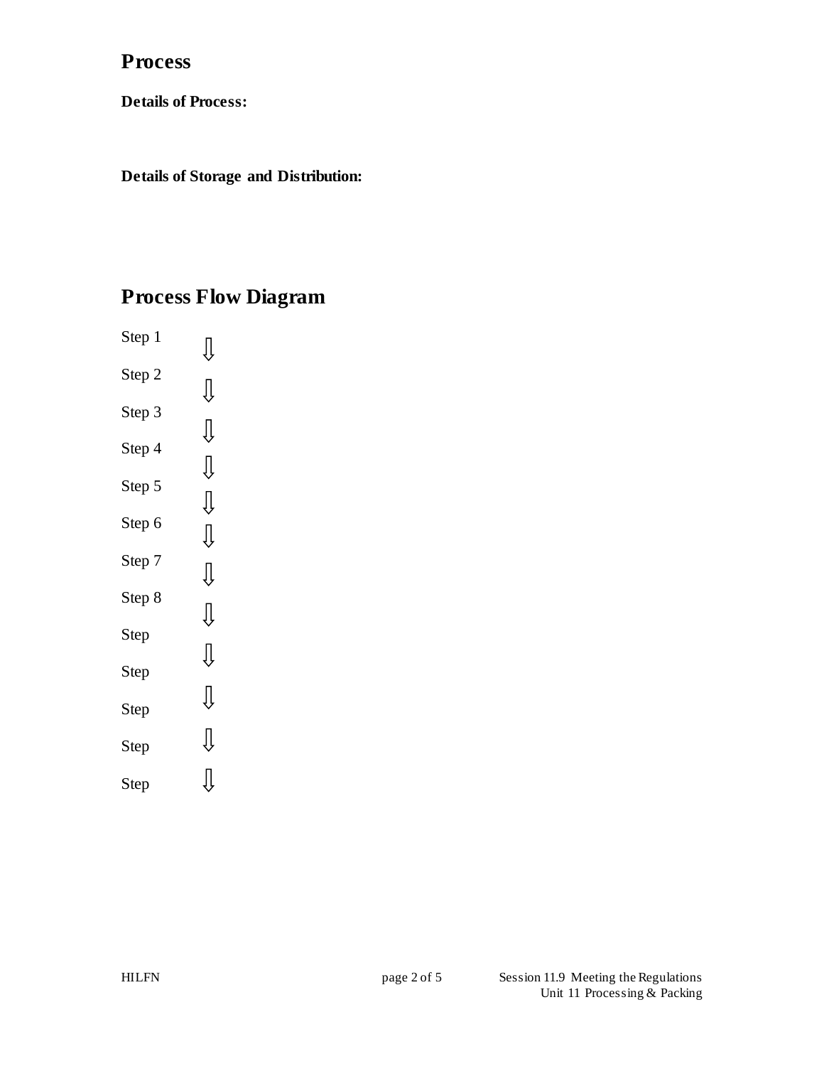## Process

**Details of Process:**

**Details of Storage and Distribution:**

## Process Flow Diagram

Step 1 ⇩

Step 2 ⇩

Step 3 ⇩

Step 4 ⇩

Step 5 ⇩

Step 6 ⇩

Step 7 ⇩

Step 8 ⇩

Step ⇩

Step ⇩

Step ⇩

Step ⇩

Step ⇩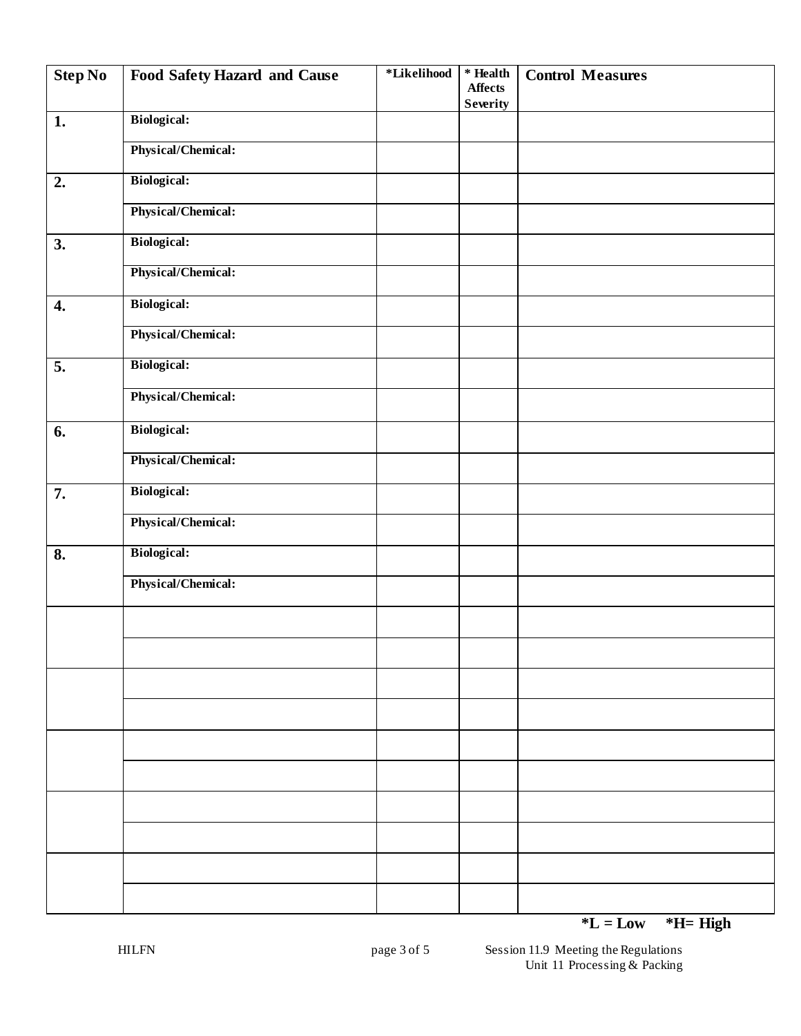| Step No | Food Safety Hazard and Cause | *Likelihood | * Health Affects Severity | Control Measures |
|---|---|---|---|---|
| 1. | **Biological:** | | | |
| | **Physical/Chemical:** | | | |
| 2. | **Biological:** | | | |
| | **Physical/Chemical:** | | | |
| 3. | **Biological:** | | | |
| | **Physical/Chemical:** | | | |
| 4. | **Biological:** | | | |
| | **Physical/Chemical:** | | | |
| 5. | **Biological:** | | | |
| | **Physical/Chemical:** | | | |
| 6. | **Biological:** | | | |
| | **Physical/Chemical:** | | | |
| 7. | **Biological:** | | | |
| | **Physical/Chemical:** | | | |
| 8. | **Biological:** | | | |
| | **Physical/Chemical:** | | | |
| | | | | |
| | | | | |
| | | | | |
| | | | | |
| | | | | |
| | | | | |
| | | | | |
| | | | | |
| | | | | |
| | | | | |

**\*L = Low   \*H= High**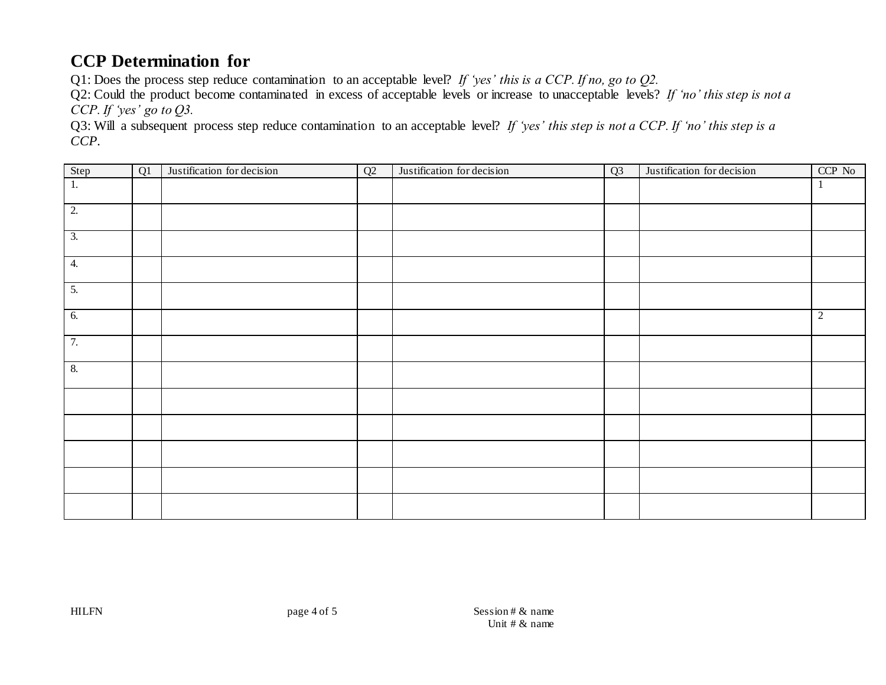## CCP Determination for

Q1: Does the process step reduce contamination to an acceptable level? *If 'yes' this is a CCP. If no, go to Q2.*
Q2: Could the product become contaminated in excess of acceptable levels or increase to unacceptable levels? *If 'no' this step is not a CCP. If 'yes' go to Q3.*
Q3: Will a subsequent process step reduce contamination to an acceptable level? *If 'yes' this step is not a CCP. If 'no' this step is a CCP.*

| Step | Q1 | Justification for decision | Q2 | Justification for decision | Q3 | Justification for decision | CCP No |
|---|---|---|---|---|---|---|---|
| 1. | | | | | | | 1 |
| 2. | | | | | | | |
| 3. | | | | | | | |
| 4. | | | | | | | |
| 5. | | | | | | | |
| 6. | | | | | | | 2 |
| 7. | | | | | | | |
| 8. | | | | | | | |
| | | | | | | | |
| | | | | | | | |
| | | | | | | | |
| | | | | | | | |
| | | | | | | | |

HILFN

Session # & name
Unit # & name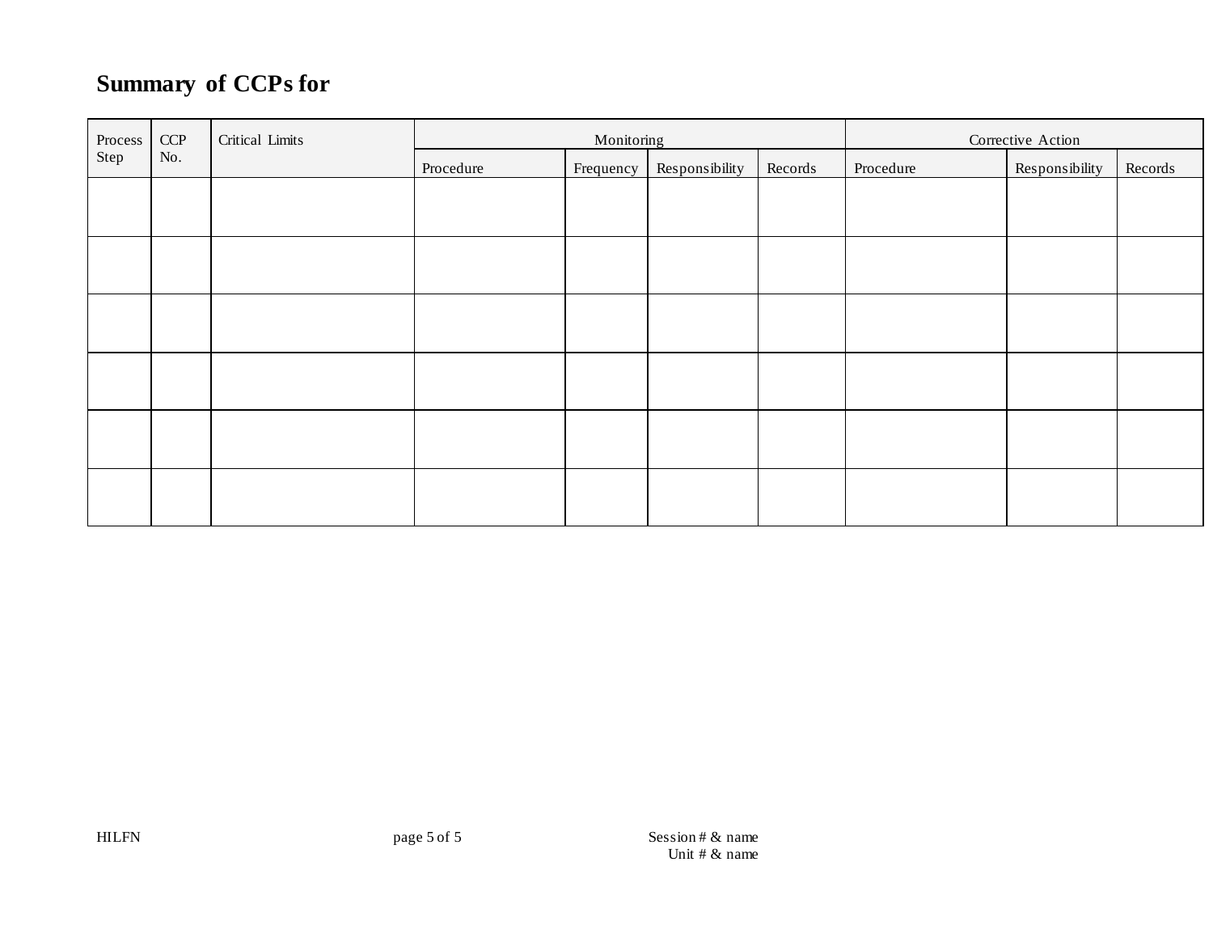## Summary of CCPs for

| Process Step | CCP No. | Critical Limits | Monitoring | | | | Corrective Action | | |
|---|---|---|---|---|---|---|---|---|---|
| | | | Procedure | Frequency | Responsibility | Records | Procedure | Responsibility | Records |
| | | | | | | | | | |
| | | | | | | | | | |
| | | | | | | | | | |
| | | | | | | | | | |
| | | | | | | | | | |
| | | | | | | | | | |